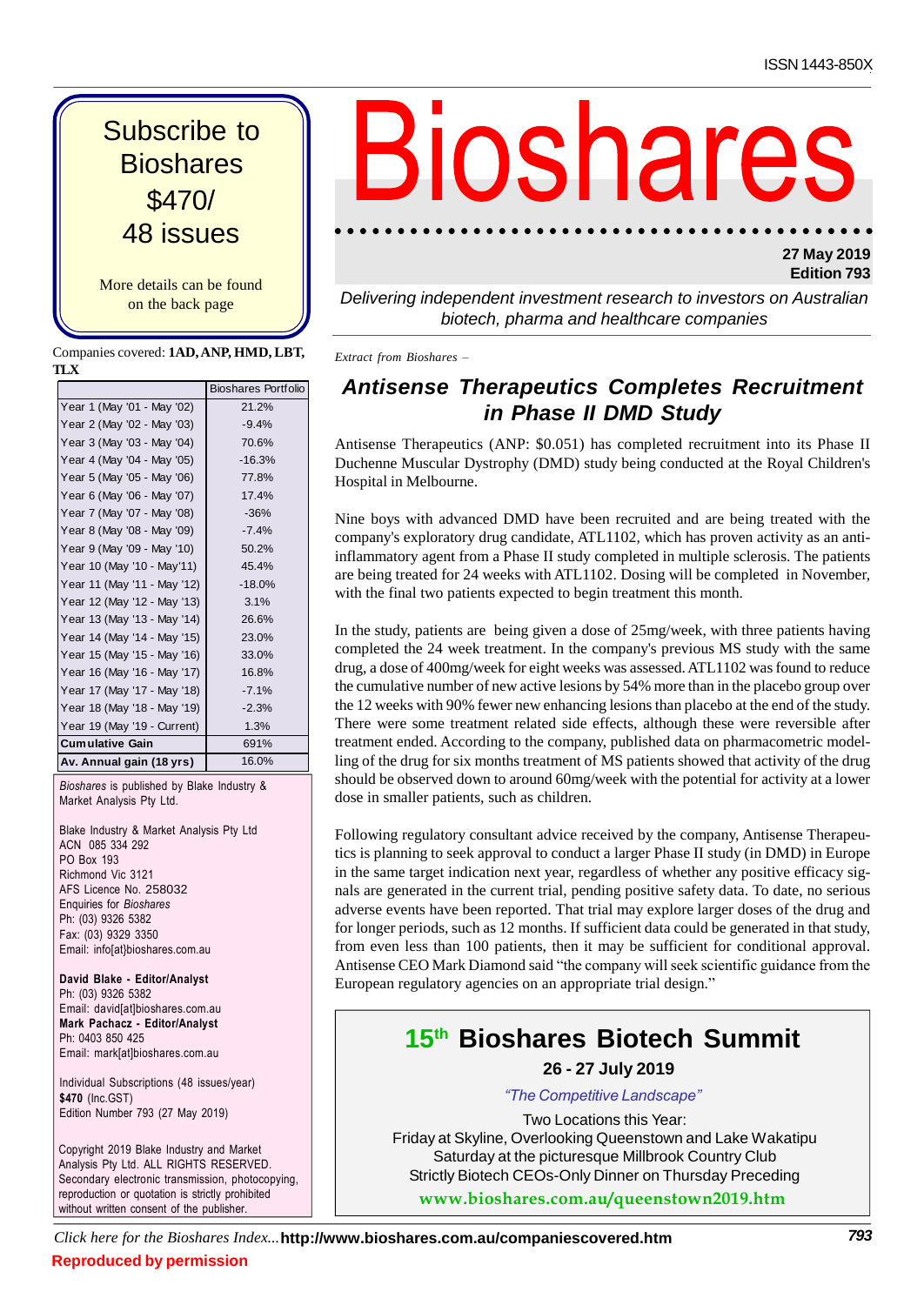ISSN 1443-850X

# Bioshares

27 May 2019
Edition 793

*Delivering independent investment research to investors on Australian biotech, pharma and healthcare companies*

Subscribe to Bioshares
$470/
48 issues

More details can be found on the back page

Companies covered: **1AD, ANP, HMD, LBT, TLX**

| | Bioshares Portfolio |
|---|---|
| Year 1 (May '01 - May '02) | 21.2% |
| Year 2 (May '02 - May '03) | -9.4% |
| Year 3 (May '03 - May '04) | 70.6% |
| Year 4 (May '04 - May '05) | -16.3% |
| Year 5 (May '05 - May '06) | 77.8% |
| Year 6 (May '06 - May '07) | 17.4% |
| Year 7 (May '07 - May '08) | -36% |
| Year 8 (May '08 - May '09) | -7.4% |
| Year 9 (May '09 - May '10) | 50.2% |
| Year 10 (May '10 - May'11) | 45.4% |
| Year 11 (May '11 - May '12) | -18.0% |
| Year 12 (May '12 - May '13) | 3.1% |
| Year 13 (May '13 - May '14) | 26.6% |
| Year 14 (May '14 - May '15) | 23.0% |
| Year 15 (May '15 - May '16) | 33.0% |
| Year 16 (May '16 - May '17) | 16.8% |
| Year 17 (May '17 - May '18) | -7.1% |
| Year 18 (May '18 - May '19) | -2.3% |
| Year 19 (May '19 - Current) | 1.3% |
| **Cumulative Gain** | 691% |
| **Av. Annual gain (18 yrs)** | 16.0% |

*Bioshares* is published by Blake Industry & Market Analysis Pty Ltd.

Blake Industry & Market Analysis Pty Ltd
ACN 085 334 292
PO Box 193
Richmond Vic 3121
AFS Licence No. 258032
Enquiries for *Bioshares*
Ph: (03) 9326 5382
Fax: (03) 9329 3350
Email: info[at]bioshares.com.au

**David Blake - Editor/Analyst**
Ph: (03) 9326 5382
Email: david[at]bioshares.com.au
**Mark Pachacz - Editor/Analyst**
Ph: 0403 850 425
Email: mark[at]bioshares.com.au

Individual Subscriptions (48 issues/year)
**$470** (Inc.GST)
Edition Number 793 (27 May 2019)

Copyright 2019 Blake Industry and Market Analysis Pty Ltd. ALL RIGHTS RESERVED. Secondary electronic transmission, photocopying, reproduction or quotation is strictly prohibited without written consent of the publisher.

*Extract from Bioshares –*

## *Antisense Therapeutics Completes Recruitment in Phase II DMD Study*

Antisense Therapeutics (ANP: $0.051) has completed recruitment into its Phase II Duchenne Muscular Dystrophy (DMD) study being conducted at the Royal Children's Hospital in Melbourne.

Nine boys with advanced DMD have been recruited and are being treated with the company's exploratory drug candidate, ATL1102, which has proven activity as an anti-inflammatory agent from a Phase II study completed in multiple sclerosis. The patients are being treated for 24 weeks with ATL1102. Dosing will be completed in November, with the final two patients expected to begin treatment this month.

In the study, patients are being given a dose of 25mg/week, with three patients having completed the 24 week treatment. In the company's previous MS study with the same drug, a dose of 400mg/week for eight weeks was assessed. ATL1102 was found to reduce the cumulative number of new active lesions by 54% more than in the placebo group over the 12 weeks with 90% fewer new enhancing lesions than placebo at the end of the study. There were some treatment related side effects, although these were reversible after treatment ended. According to the company, published data on pharmacometric modelling of the drug for six months treatment of MS patients showed that activity of the drug should be observed down to around 60mg/week with the potential for activity at a lower dose in smaller patients, such as children.

Following regulatory consultant advice received by the company, Antisense Therapeutics is planning to seek approval to conduct a larger Phase II study (in DMD) in Europe in the same target indication next year, regardless of whether any positive efficacy signals are generated in the current trial, pending positive safety data. To date, no serious adverse events have been reported. That trial may explore larger doses of the drug and for longer periods, such as 12 months. If sufficient data could be generated in that study, from even less than 100 patients, then it may be sufficient for conditional approval. Antisense CEO Mark Diamond said "the company will seek scientific guidance from the European regulatory agencies on an appropriate trial design."

**15th Bioshares Biotech Summit**

**26 - 27 July 2019**

*"The Competitive Landscape"*

Two Locations this Year:
Friday at Skyline, Overlooking Queenstown and Lake Wakatipu
Saturday at the picturesque Millbrook Country Club
Strictly Biotech CEOs-Only Dinner on Thursday Preceding

**www.bioshares.com.au/queenstown2019.htm**

*Click here for the Bioshares Index...* **http://www.bioshares.com.au/companiescovered.htm**

**Reproduced by permission**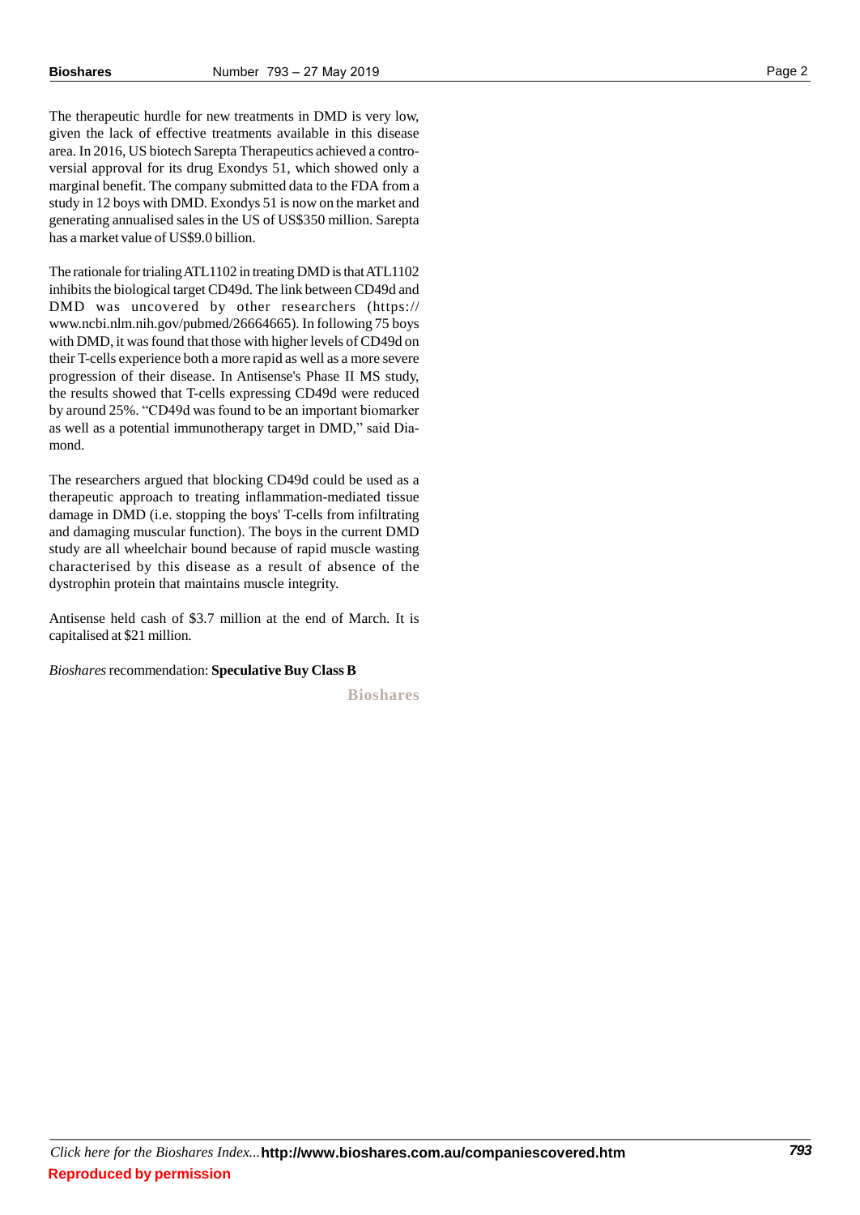The therapeutic hurdle for new treatments in DMD is very low, given the lack of effective treatments available in this disease area. In 2016, US biotech Sarepta Therapeutics achieved a controversial approval for its drug Exondys 51, which showed only a marginal benefit. The company submitted data to the FDA from a study in 12 boys with DMD. Exondys 51 is now on the market and generating annualised sales in the US of US$350 million. Sarepta has a market value of US$9.0 billion.

The rationale for trialing ATL1102 in treating DMD is that ATL1102 inhibits the biological target CD49d. The link between CD49d and DMD was uncovered by other researchers (https://www.ncbi.nlm.nih.gov/pubmed/26664665). In following 75 boys with DMD, it was found that those with higher levels of CD49d on their T-cells experience both a more rapid as well as a more severe progression of their disease. In Antisense's Phase II MS study, the results showed that T-cells expressing CD49d were reduced by around 25%. "CD49d was found to be an important biomarker as well as a potential immunotherapy target in DMD," said Diamond.

The researchers argued that blocking CD49d could be used as a therapeutic approach to treating inflammation-mediated tissue damage in DMD (i.e. stopping the boys' T-cells from infiltrating and damaging muscular function). The boys in the current DMD study are all wheelchair bound because of rapid muscle wasting characterised by this disease as a result of absence of the dystrophin protein that maintains muscle integrity.

Antisense held cash of $3.7 million at the end of March. It is capitalised at $21 million.

*Bioshares* recommendation: **Speculative Buy Class B**

**Bioshares**

*Click here for the Bioshares Index...* **http://www.bioshares.com.au/companiescovered.htm**

**Reproduced by permission**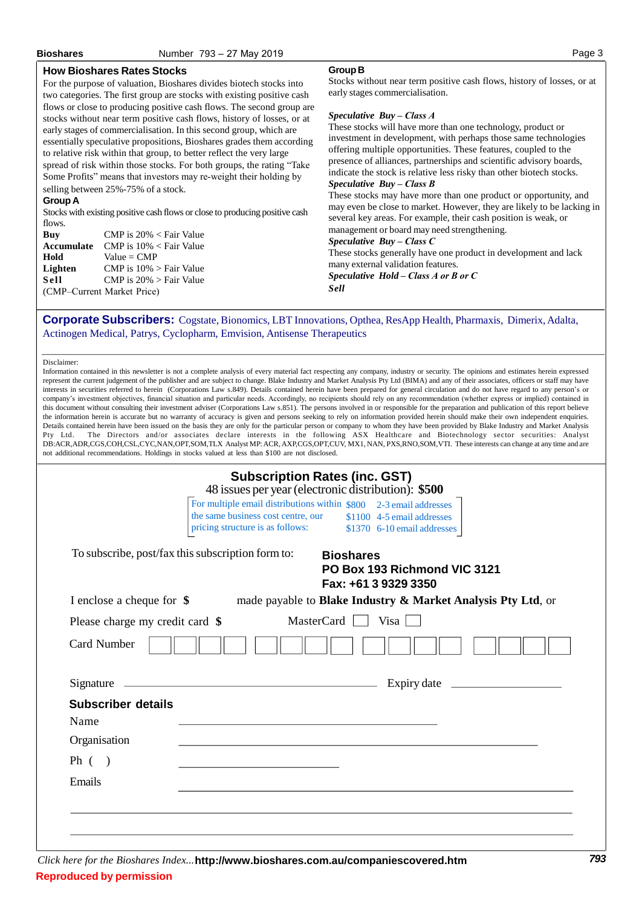## How Bioshares Rates Stocks

For the purpose of valuation, Bioshares divides biotech stocks into two categories. The first group are stocks with existing positive cash flows or close to producing positive cash flows. The second group are stocks without near term positive cash flows, history of losses, or at early stages of commercialisation. In this second group, which are essentially speculative propositions, Bioshares grades them according to relative risk within that group, to better reflect the very large spread of risk within those stocks. For both groups, the rating "Take Some Profits" means that investors may re-weight their holding by selling between 25%-75% of a stock.

### Group A

Stocks with existing positive cash flows or close to producing positive cash flows.

| | |
|---|---|
| **Buy** | CMP is 20% < Fair Value |
| **Accumulate** | CMP is 10% < Fair Value |
| **Hold** | Value = CMP |
| **Lighten** | CMP is 10% > Fair Value |
| **Sell** | CMP is 20% > Fair Value |

(CMP–Current Market Price)

### Group B

Stocks without near term positive cash flows, history of losses, or at early stages commercialisation.

***Speculative Buy – Class A***
These stocks will have more than one technology, product or investment in development, with perhaps those same technologies offering multiple opportunities. These features, coupled to the presence of alliances, partnerships and scientific advisory boards, indicate the stock is relative less risky than other biotech stocks.

***Speculative Buy – Class B***
These stocks may have more than one product or opportunity, and may even be close to market. However, they are likely to be lacking in several key areas. For example, their cash position is weak, or management or board may need strengthening.

***Speculative Buy – Class C***
These stocks generally have one product in development and lack many external validation features.

***Speculative Hold – Class A or B or C***

***Sell***

**Corporate Subscribers:** Cogstate, Bionomics, LBT Innovations, Opthea, ResApp Health, Pharmaxis, Dimerix, Adalta, Actinogen Medical, Patrys, Cyclopharm, Emvision, Antisense Therapeutics

Disclaimer:
Information contained in this newsletter is not a complete analysis of every material fact respecting any company, industry or security. The opinions and estimates herein expressed represent the current judgement of the publisher and are subject to change. Blake Industry and Market Analysis Pty Ltd (BIMA) and any of their associates, officers or staff may have interests in securities referred to herein (Corporations Law s.849). Details contained herein have been prepared for general circulation and do not have regard to any person's or company's investment objectives, financial situation and particular needs. Accordingly, no recipients should rely on any recommendation (whether express or implied) contained in this document without consulting their investment adviser (Corporations Law s.851). The persons involved in or responsible for the preparation and publication of this report believe the information herein is accurate but no warranty of accuracy is given and persons seeking to rely on information provided herein should make their own independent enquiries. Details contained herein have been issued on the basis they are only for the particular person or company to whom they have been provided by Blake Industry and Market Analysis Pty Ltd. The Directors and/or associates declare interests in the following ASX Healthcare and Biotechnology sector securities: Analyst DB:ACR,ADR,CGS,COH,CSL,CYC,NAN,OPT,SOM,TLX Analyst MP: ACR, AXP,CGS,OPT,CUV, MX1, NAN, PXS,RNO,SOM,VTI. These interests can change at any time and are not additional recommendations. Holdings in stocks valued at less than $100 are not disclosed.

## Subscription Rates (inc. GST)

48 issues per year (electronic distribution): **$500**

For multiple email distributions within the same business cost centre, our pricing structure is as follows:

| | |
|---|---|
| $800 | 2-3 email addresses |
| $1100 | 4-5 email addresses |
| $1370 | 6-10 email addresses |

To subscribe, post/fax this subscription form to:

**Bioshares**
**PO Box 193 Richmond VIC 3121**
**Fax: +61 3 9329 3350**

I enclose a cheque for **$** made payable to **Blake Industry & Market Analysis Pty Ltd**, or

Please charge my credit card **$** MasterCard ☐ Visa ☐

Card Number ☐☐☐☐ ☐☐☐☐ ☐☐☐☐ ☐☐☐☐

Signature ____________________ Expiry date ____________

### Subscriber details

Name ____________________

Organisation ____________________

Ph ( ) ____________________

Emails ____________________

*Click here for the Bioshares Index...* **http://www.bioshares.com.au/companiescovered.htm**

**Reproduced by permission**